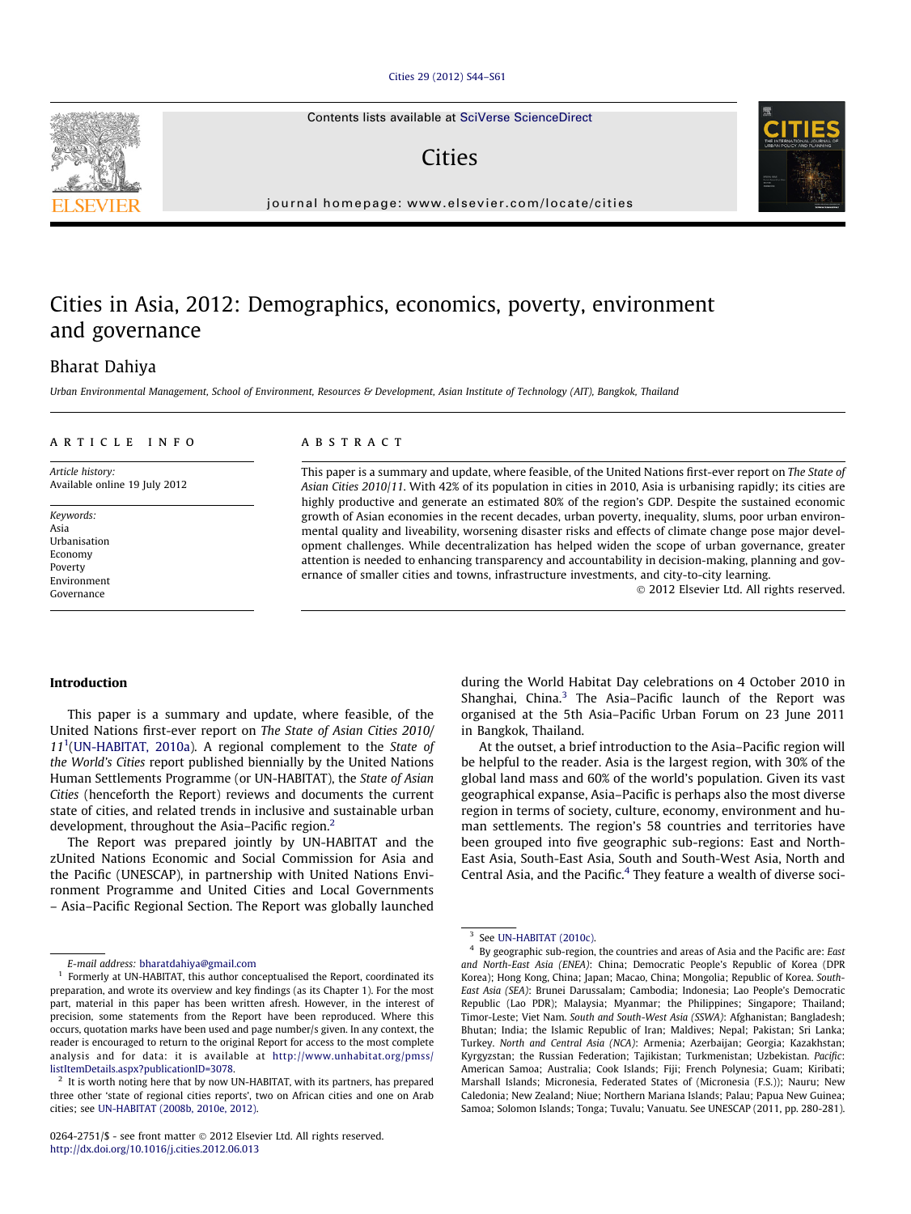# Cities in Asia, 2012: Demographics, economics, poverty, environment and governance

## Bharat Dahiya

*Urban Environmental Management, School of Environment, Resources & Development, Asian Institute of Technology (AIT), Bangkok, Thailand*

---

**ARTICLE INFO**

*Article history:*
Available online 19 July 2012

*Keywords:*
Asia
Urbanisation
Economy
Poverty
Environment
Governance

**ABSTRACT**

This paper is a summary and update, where feasible, of the United Nations first-ever report on *The State of Asian Cities 2010/11*. With 42% of its population in cities in 2010, Asia is urbanising rapidly; its cities are highly productive and generate an estimated 80% of the region's GDP. Despite the sustained economic growth of Asian economies in the recent decades, urban poverty, inequality, slums, poor urban environmental quality and liveability, worsening disaster risks and effects of climate change pose major development challenges. While decentralization has helped widen the scope of urban governance, greater attention is needed to enhancing transparency and accountability in decision-making, planning and governance of smaller cities and towns, infrastructure investments, and city-to-city learning.

© 2012 Elsevier Ltd. All rights reserved.

---

## Introduction

This paper is a summary and update, where feasible, of the United Nations first-ever report on *The State of Asian Cities 2010/11*[1](UN-HABITAT, 2010a). A regional complement to the *State of the World's Cities* report published biennially by the United Nations Human Settlements Programme (or UN-HABITAT), the *State of Asian Cities* (henceforth the Report) reviews and documents the current state of cities, and related trends in inclusive and sustainable urban development, throughout the Asia–Pacific region.[2]

The Report was prepared jointly by UN-HABITAT and the zUnited Nations Economic and Social Commission for Asia and the Pacific (UNESCAP), in partnership with United Nations Environment Programme and United Cities and Local Governments – Asia–Pacific Regional Section. The Report was globally launched during the World Habitat Day celebrations on 4 October 2010 in Shanghai, China.[3] The Asia–Pacific launch of the Report was organised at the 5th Asia–Pacific Urban Forum on 23 June 2011 in Bangkok, Thailand.

At the outset, a brief introduction to the Asia–Pacific region will be helpful to the reader. Asia is the largest region, with 30% of the global land mass and 60% of the world's population. Given its vast geographical expanse, Asia–Pacific is perhaps also the most diverse region in terms of society, culture, economy, environment and human settlements. The region's 58 countries and territories have been grouped into five geographic sub-regions: East and North-East Asia, South-East Asia, South and South-West Asia, North and Central Asia, and the Pacific.[4] They feature a wealth of diverse soci-

---

E-mail address: bharatdahiya@gmail.com

[1] Formerly at UN-HABITAT, this author conceptualised the Report, coordinated its preparation, and wrote its overview and key findings (as its Chapter 1). For the most part, material in this paper has been written afresh. However, in the interest of precision, some statements from the Report have been reproduced. Where this occurs, quotation marks have been used and page number/s given. In any context, the reader is encouraged to return to the original Report for access to the most complete analysis and for data: it is available at http://www.unhabitat.org/pmss/listItemDetails.aspx?publicationID=3078.

[2] It is worth noting here that by now UN-HABITAT, with its partners, has prepared three other 'state of regional cities reports', two on African cities and one on Arab cities; see UN-HABITAT (2008b, 2010e, 2012).

[3] See UN-HABITAT (2010c).

[4] By geographic sub-region, the countries and areas of Asia and the Pacific are: *East and North-East Asia (ENEA)*: China; Democratic People's Republic of Korea (DPR Korea); Hong Kong, China; Japan; Macao, China; Mongolia; Republic of Korea. *South-East Asia (SEA)*: Brunei Darussalam; Cambodia; Indonesia; Lao People's Democratic Republic (Lao PDR); Malaysia; Myanmar; the Philippines; Singapore; Thailand; Timor-Leste; Viet Nam. *South and South-West Asia (SSWA)*: Afghanistan; Bangladesh; Bhutan; India; the Islamic Republic of Iran; Maldives; Nepal; Pakistan; Sri Lanka; Turkey. *North and Central Asia (NCA)*: Armenia; Azerbaijan; Georgia; Kazakhstan; Kyrgyzstan; the Russian Federation; Tajikistan; Turkmenistan; Uzbekistan. *Pacific*: American Samoa; Australia; Cook Islands; Fiji; French Polynesia; Guam; Kiribati; Marshall Islands; Micronesia, Federated States of (Micronesia (F.S.)); Nauru; New Caledonia; New Zealand; Niue; Northern Mariana Islands; Palau; Papua New Guinea; Samoa; Solomon Islands; Tonga; Tuvalu; Vanuatu. See UNESCAP (2011, pp. 280-281).

0264-2751/$ - see front matter © 2012 Elsevier Ltd. All rights reserved.
http://dx.doi.org/10.1016/j.cities.2012.06.013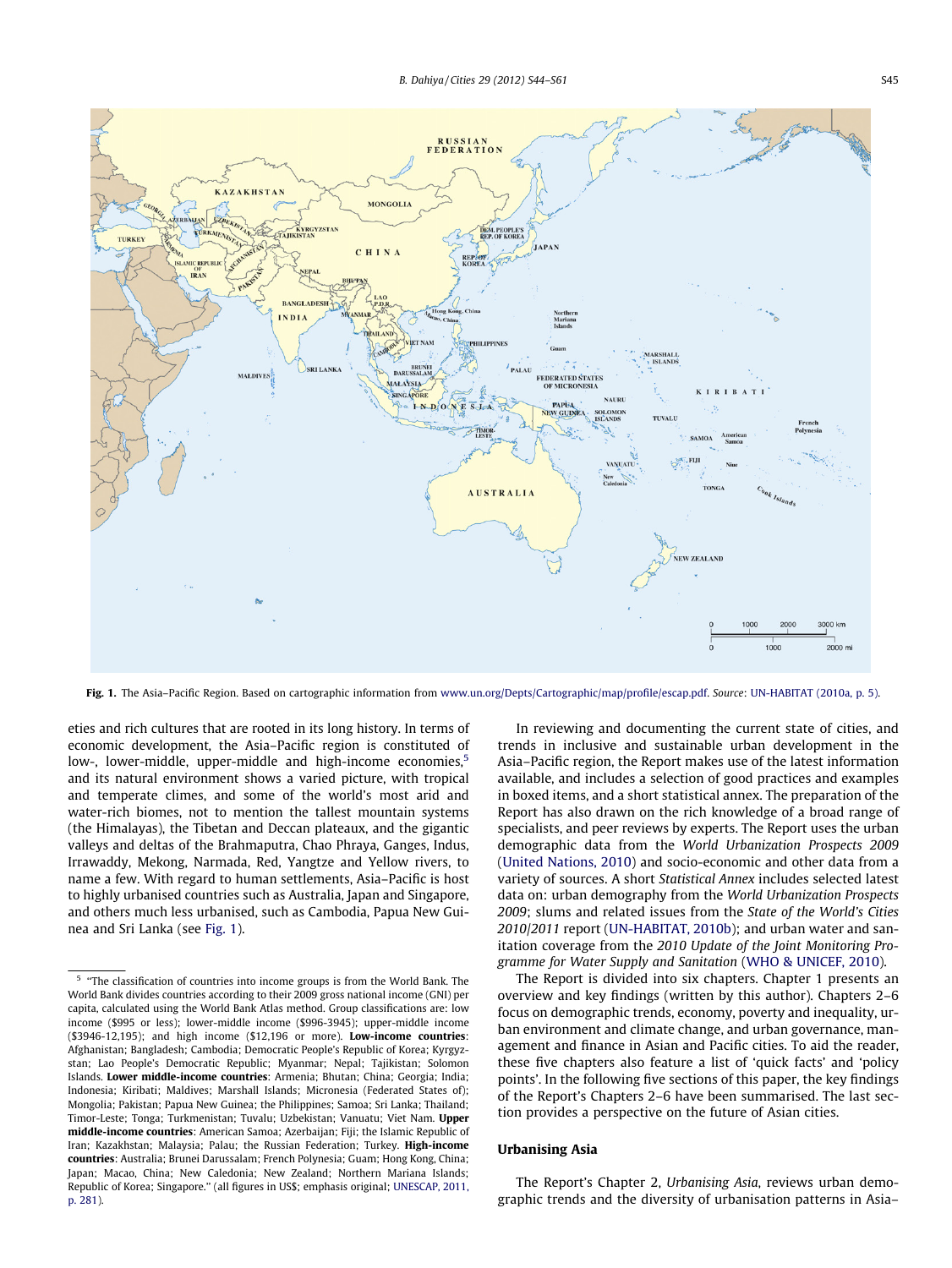Fig. 1. The Asia–Pacific Region. Based on cartographic information from www.un.org/Depts/Cartographic/map/profile/escap.pdf. Source: UN-HABITAT (2010a, p. 5).

eties and rich cultures that are rooted in its long history. In terms of economic development, the Asia–Pacific region is constituted of low-, lower-middle, upper-middle and high-income economies,[5] and its natural environment shows a varied picture, with tropical and temperate climes, and some of the world's most arid and water-rich biomes, not to mention the tallest mountain systems (the Himalayas), the Tibetan and Deccan plateaux, and the gigantic valleys and deltas of the Brahmaputra, Chao Phraya, Ganges, Indus, Irrawaddy, Mekong, Narmada, Red, Yangtze and Yellow rivers, to name a few. With regard to human settlements, Asia–Pacific is host to highly urbanised countries such as Australia, Japan and Singapore, and others much less urbanised, such as Cambodia, Papua New Guinea and Sri Lanka (see Fig. 1).

In reviewing and documenting the current state of cities, and trends in inclusive and sustainable urban development in the Asia–Pacific region, the Report makes use of the latest information available, and includes a selection of good practices and examples in boxed items, and a short statistical annex. The preparation of the Report has also drawn on the rich knowledge of a broad range of specialists, and peer reviews by experts. The Report uses the urban demographic data from the *World Urbanization Prospects 2009* (United Nations, 2010) and socio-economic and other data from a variety of sources. A short *Statistical Annex* includes selected latest data on: urban demography from the *World Urbanization Prospects 2009*; slums and related issues from the *State of the World's Cities 2010/2011* report (UN-HABITAT, 2010b); and urban water and sanitation coverage from the *2010 Update of the Joint Monitoring Programme for Water Supply and Sanitation* (WHO & UNICEF, 2010).

The Report is divided into six chapters. Chapter 1 presents an overview and key findings (written by this author). Chapters 2–6 focus on demographic trends, economy, poverty and inequality, urban environment and climate change, and urban governance, management and finance in Asian and Pacific cities. To aid the reader, these five chapters also feature a list of 'quick facts' and 'policy points'. In the following five sections of this paper, the key findings of the Report's Chapters 2–6 have been summarised. The last section provides a perspective on the future of Asian cities.

## Urbanising Asia

The Report's Chapter 2, *Urbanising Asia*, reviews urban demographic trends and the diversity of urbanisation patterns in Asia–

---

[5] "The classification of countries into income groups is from the World Bank. The World Bank divides countries according to their 2009 gross national income (GNI) per capita, calculated using the World Bank Atlas method. Group classifications are: low income ($995 or less); lower-middle income ($996-3945); upper-middle income ($3946-12,195); and high income ($12,196 or more). **Low-income countries**: Afghanistan; Bangladesh; Cambodia; Democratic People's Republic of Korea; Kyrgyzstan; Lao People's Democratic Republic; Myanmar; Nepal; Tajikistan; Solomon Islands. **Lower middle-income countries**: Armenia; Bhutan; China; Georgia; India; Indonesia; Kiribati; Maldives; Marshall Islands; Micronesia (Federated States of); Mongolia; Pakistan; Papua New Guinea; the Philippines; Samoa; Sri Lanka; Thailand; Timor-Leste; Tonga; Turkmenistan; Tuvalu; Uzbekistan; Vanuatu; Viet Nam. **Upper middle-income countries**: American Samoa; Azerbaijan; Fiji; the Islamic Republic of Iran; Kazakhstan; Malaysia; Palau; the Russian Federation; Turkey. **High-income countries**: Australia; Brunei Darussalam; French Polynesia; Guam; Hong Kong, China; Japan; Macao, China; New Caledonia; New Zealand; Northern Mariana Islands; Republic of Korea; Singapore." (all figures in US$; emphasis original; UNESCAP, 2011, p. 281).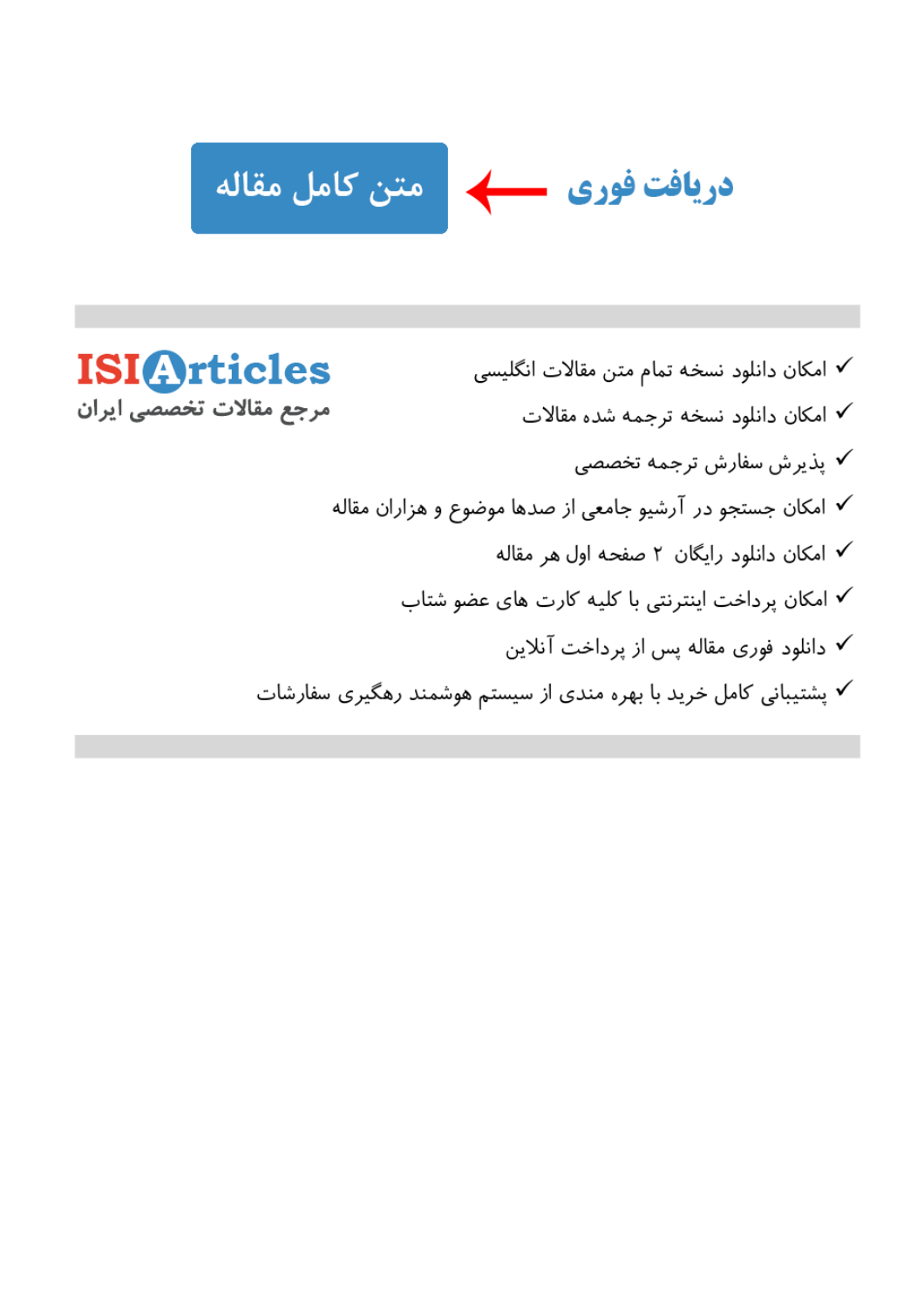دریافت فوری ← متن کامل مقاله

**ISIArticles**
مرجع مقالات تخصصی ایران

- ✓ امکان دانلود نسخه تمام متن مقالات انگلیسی
- ✓ امکان دانلود نسخه ترجمه شده مقالات
- ✓ پذیرش سفارش ترجمه تخصصی
- ✓ امکان جستجو در آرشیو جامعی از صدها موضوع و هزاران مقاله
- ✓ امکان دانلود رایگان ۲ صفحه اول هر مقاله
- ✓ امکان پرداخت اینترنتی با کلیه کارت های عضو شتاب
- ✓ دانلود فوری مقاله پس از پرداخت آنلاین
- ✓ پشتیبانی کامل خرید با بهره مندی از سیستم هوشمند رهگیری سفارشات